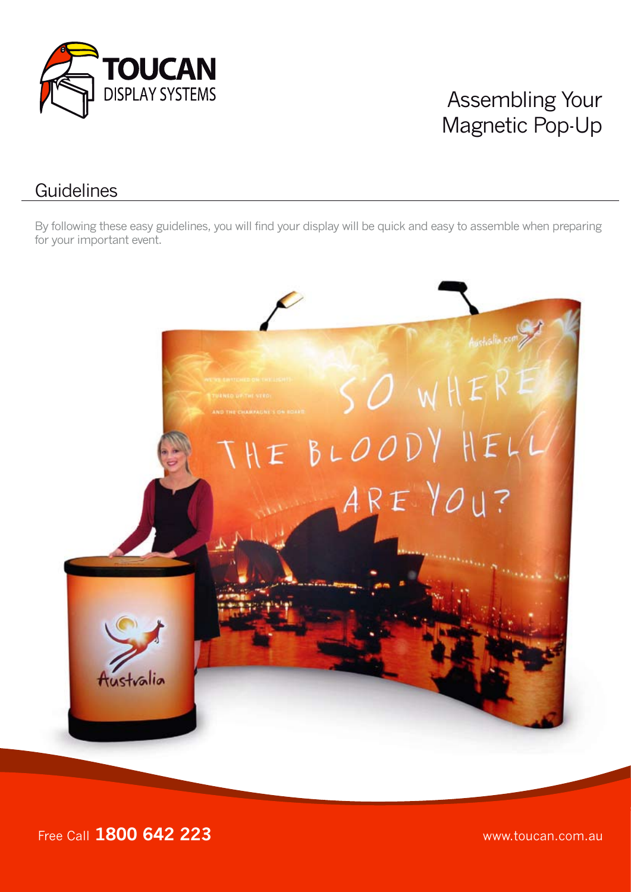# Assembling Your Magnetic Pop-Up

## Guidelines

By following these easy guidelines, you will find your display will be quick and easy to assemble when preparing for your important event.

Free Call **1800 642 223**

www.toucan.com.au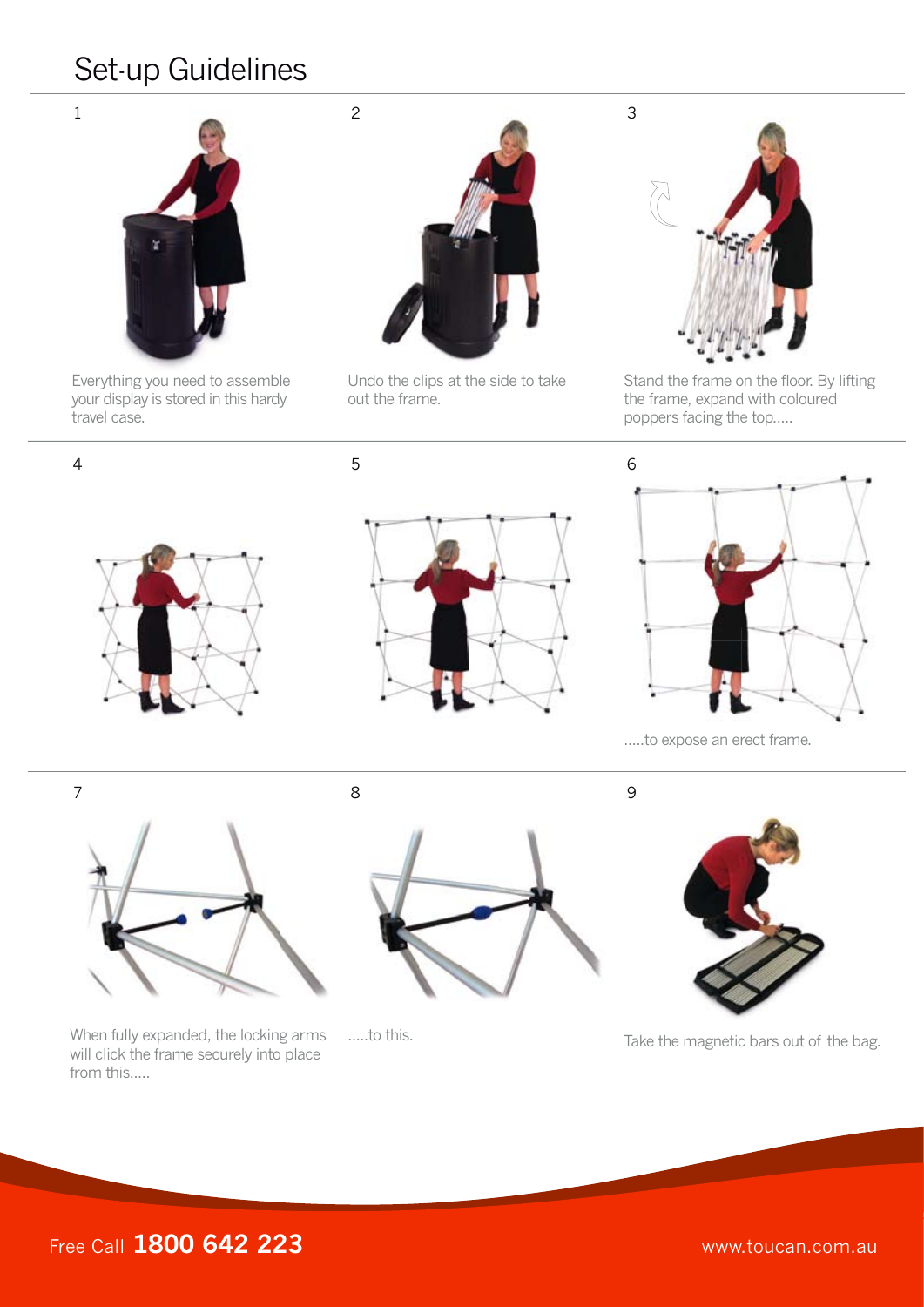# Set-up Guidelines

1

Everything you need to assemble your display is stored in this hardy travel case.

2

Undo the clips at the side to take out the frame.

3

Stand the frame on the floor. By lifting the frame, expand with coloured poppers facing the top.....

4

5

6

.....to expose an erect frame.

7

When fully expanded, the locking arms will click the frame securely into place from this.....

8

.....to this.

9

Take the magnetic bars out of the bag.

Free Call **1800 642 223**

www.toucan.com.au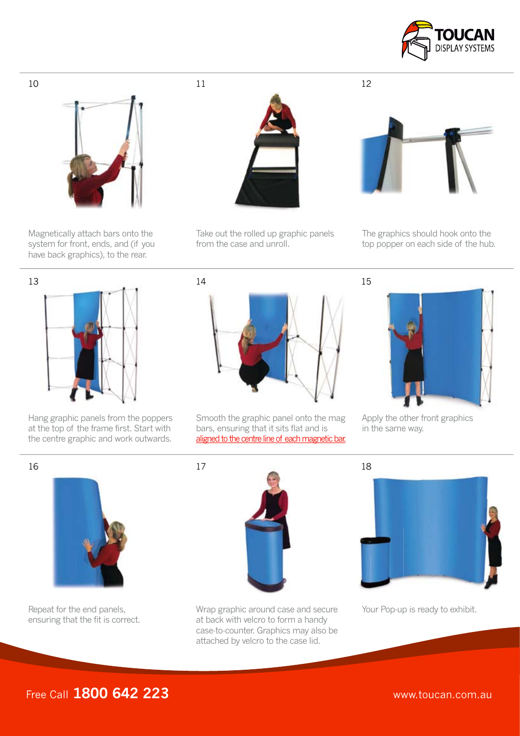10

Magnetically attach bars onto the system for front, ends, and (if you have back graphics), to the rear.

11

Take out the rolled up graphic panels from the case and unroll.

12

The graphics should hook onto the top popper on each side of the hub.

13

Hang graphic panels from the poppers at the top of the frame first. Start with the centre graphic and work outwards.

14

Smooth the graphic panel onto the mag bars, ensuring that it sits flat and is aligned to the centre line of each magnetic bar.

15

Apply the other front graphics in the same way.

16

Repeat for the end panels, ensuring that the fit is correct.

17

Wrap graphic around case and secure at back with velcro to form a handy case-to-counter. Graphics may also be attached by velcro to the case lid.

18

Your Pop-up is ready to exhibit.

Free Call **1800 642 223**

www.toucan.com.au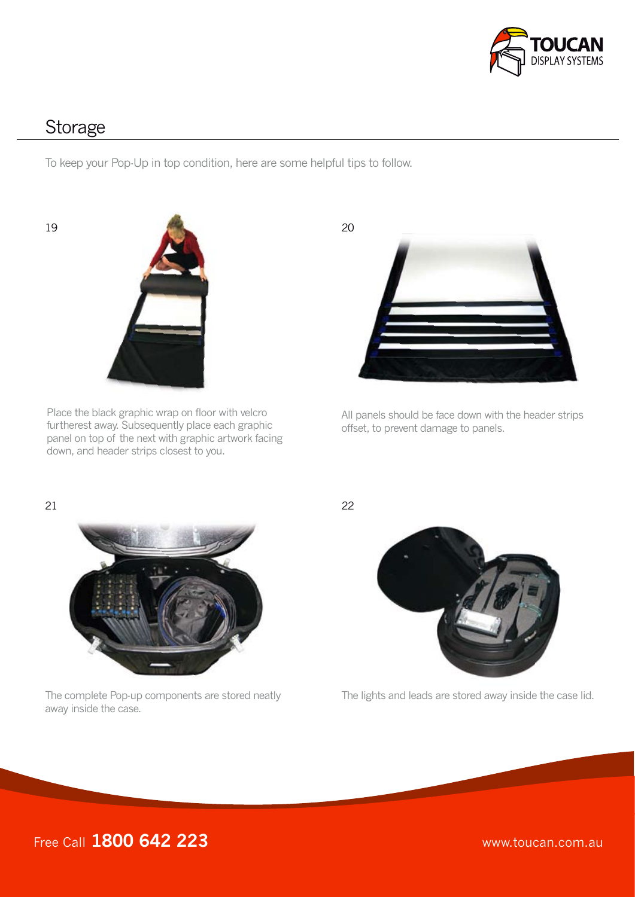## Storage

To keep your Pop-Up in top condition, here are some helpful tips to follow.

19

Place the black graphic wrap on floor with velcro furtherest away. Subsequently place each graphic panel on top of the next with graphic artwork facing down, and header strips closest to you.

20

All panels should be face down with the header strips offset, to prevent damage to panels.

21

The complete Pop-up components are stored neatly away inside the case.

22

The lights and leads are stored away inside the case lid.

Free Call **1800 642 223**

www.toucan.com.au